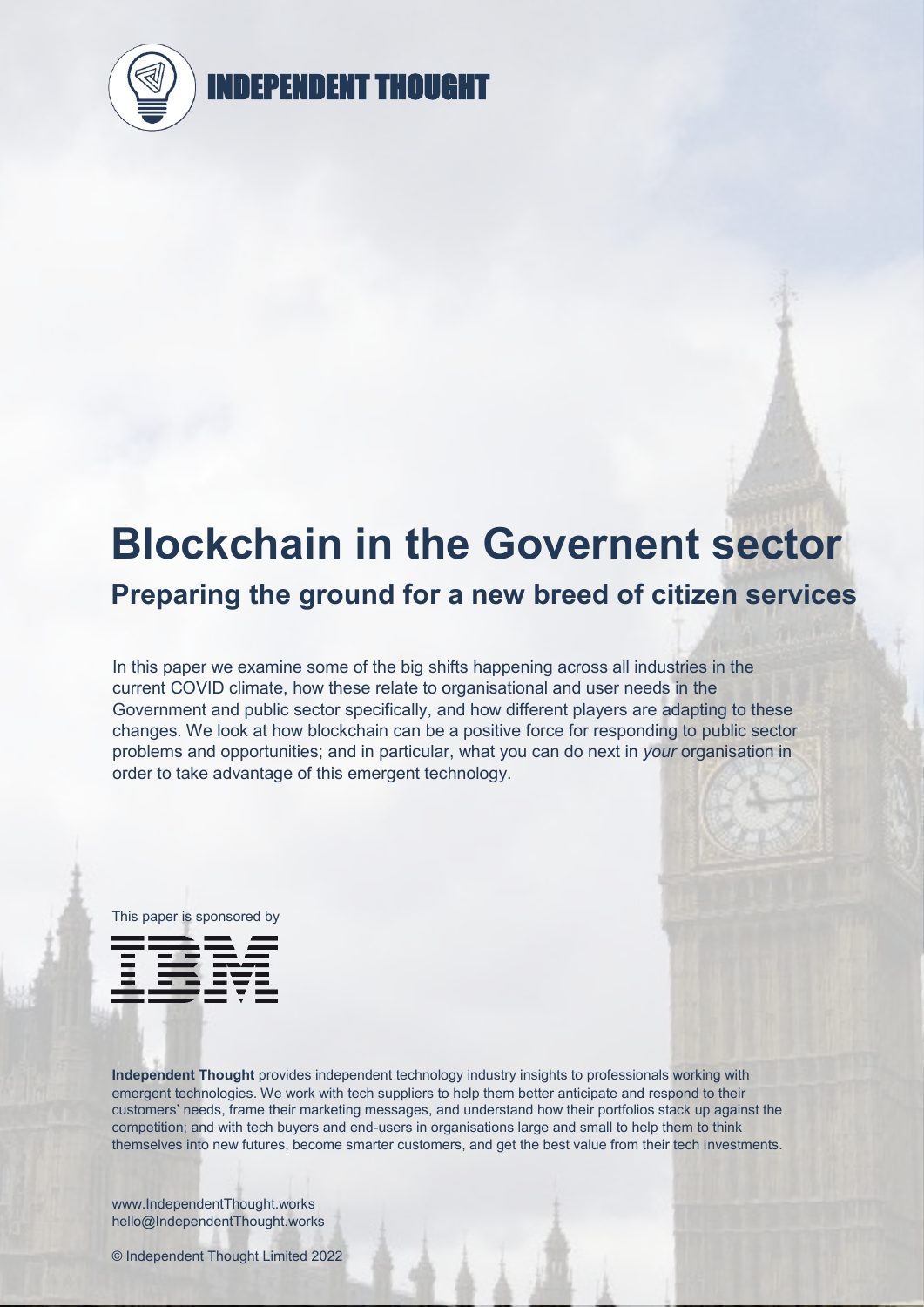INDEPENDENT THOUGHT

# Blockchain in the Governent sector

## Preparing the ground for a new breed of citizen services

In this paper we examine some of the big shifts happening across all industries in the current COVID climate, how these relate to organisational and user needs in the Government and public sector specifically, and how different players are adapting to these changes. We look at how blockchain can be a positive force for responding to public sector problems and opportunities; and in particular, what you can do next in *your* organisation in order to take advantage of this emergent technology.

This paper is sponsored by

IBM

**Independent Thought** provides independent technology industry insights to professionals working with emergent technologies. We work with tech suppliers to help them better anticipate and respond to their customers' needs, frame their marketing messages, and understand how their portfolios stack up against the competition; and with tech buyers and end-users in organisations large and small to help them to think themselves into new futures, become smarter customers, and get the best value from their tech investments.

www.IndependentThought.works
hello@IndependentThought.works

© Independent Thought Limited 2022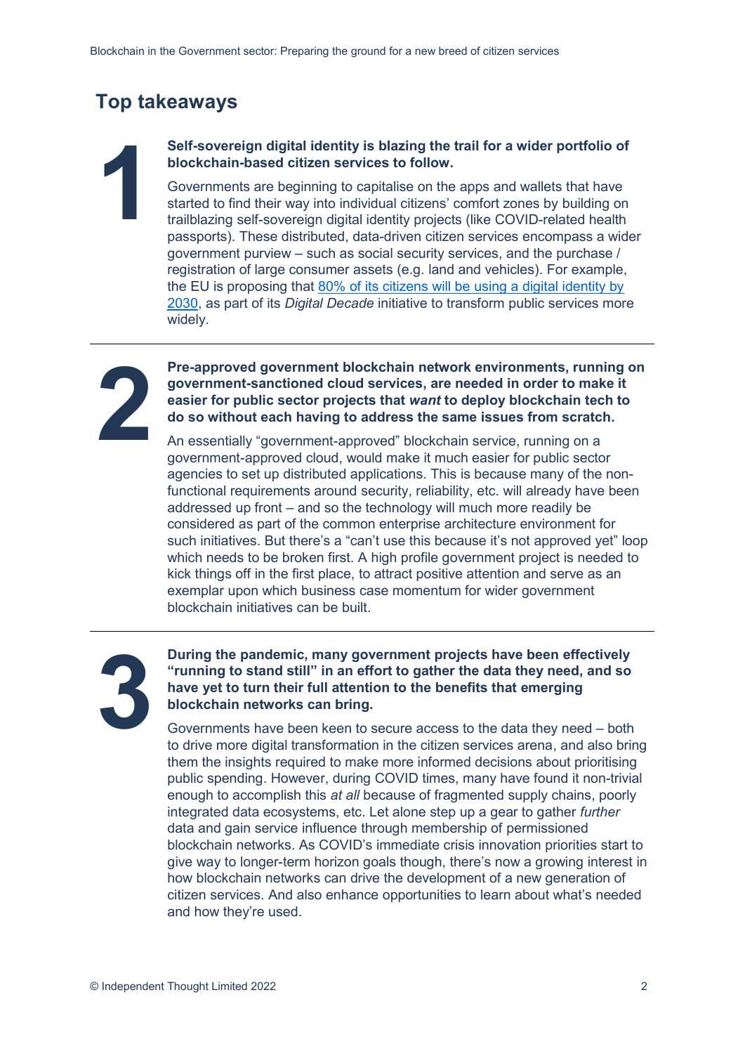## Top takeaways

**1**

**Self-sovereign digital identity is blazing the trail for a wider portfolio of blockchain-based citizen services to follow.**

Governments are beginning to capitalise on the apps and wallets that have started to find their way into individual citizens' comfort zones by building on trailblazing self-sovereign digital identity projects (like COVID-related health passports). These distributed, data-driven citizen services encompass a wider government purview – such as social security services, and the purchase / registration of large consumer assets (e.g. land and vehicles). For example, the EU is proposing that 80% of its citizens will be using a digital identity by 2030, as part of its *Digital Decade* initiative to transform public services more widely.

---

**2**

**Pre-approved government blockchain network environments, running on government-sanctioned cloud services, are needed in order to make it easier for public sector projects that *want* to deploy blockchain tech to do so without each having to address the same issues from scratch.**

An essentially "government-approved" blockchain service, running on a government-approved cloud, would make it much easier for public sector agencies to set up distributed applications. This is because many of the non-functional requirements around security, reliability, etc. will already have been addressed up front – and so the technology will much more readily be considered as part of the common enterprise architecture environment for such initiatives. But there's a "can't use this because it's not approved yet" loop which needs to be broken first. A high profile government project is needed to kick things off in the first place, to attract positive attention and serve as an exemplar upon which business case momentum for wider government blockchain initiatives can be built.

---

**3**

**During the pandemic, many government projects have been effectively "running to stand still" in an effort to gather the data they need, and so have yet to turn their full attention to the benefits that emerging blockchain networks can bring.**

Governments have been keen to secure access to the data they need – both to drive more digital transformation in the citizen services arena, and also bring them the insights required to make more informed decisions about prioritising public spending. However, during COVID times, many have found it non-trivial enough to accomplish this *at all* because of fragmented supply chains, poorly integrated data ecosystems, etc. Let alone step up a gear to gather *further* data and gain service influence through membership of permissioned blockchain networks. As COVID's immediate crisis innovation priorities start to give way to longer-term horizon goals though, there's now a growing interest in how blockchain networks can drive the development of a new generation of citizen services. And also enhance opportunities to learn about what's needed and how they're used.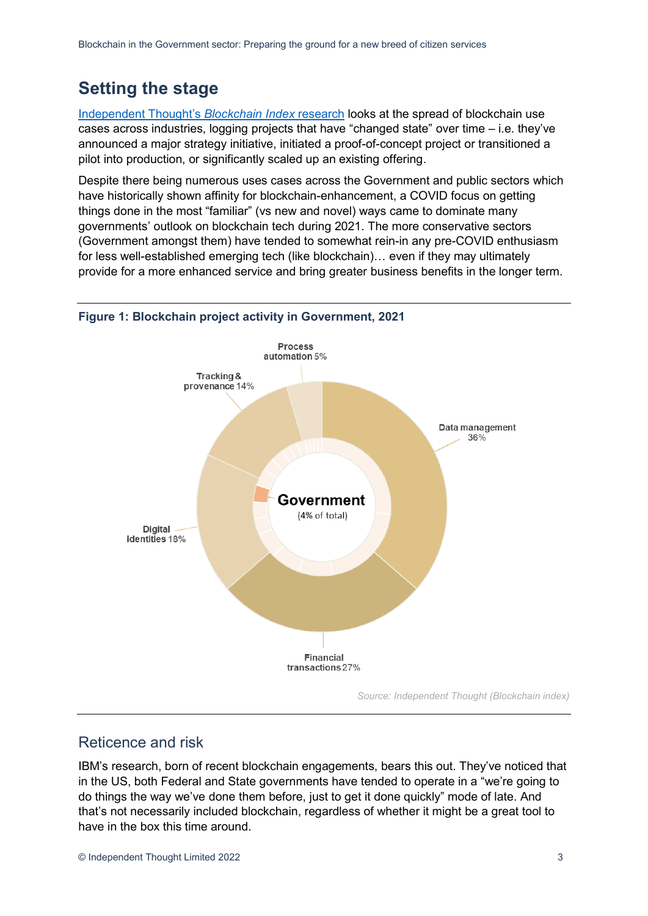## Setting the stage

Independent Thought's *Blockchain Index* research looks at the spread of blockchain use cases across industries, logging projects that have "changed state" over time – i.e. they've announced a major strategy initiative, initiated a proof-of-concept project or transitioned a pilot into production, or significantly scaled up an existing offering.

Despite there being numerous uses cases across the Government and public sectors which have historically shown affinity for blockchain-enhancement, a COVID focus on getting things done in the most "familiar" (vs new and novel) ways came to dominate many governments' outlook on blockchain tech during 2021. The more conservative sectors (Government amongst them) have tended to somewhat rein-in any pre-COVID enthusiasm for less well-established emerging tech (like blockchain)… even if they may ultimately provide for a more enhanced service and bring greater business benefits in the longer term.

**Figure 1: Blockchain project activity in Government, 2021**

Government (4% of total)

- Data management 36%
- Financial transactions 27%
- Digital identities 18%
- Tracking & provenance 14%
- Process automation 5%

*Source: Independent Thought (Blockchain index)*

### Reticence and risk

IBM's research, born of recent blockchain engagements, bears this out. They've noticed that in the US, both Federal and State governments have tended to operate in a "we're going to do things the way we've done them before, just to get it done quickly" mode of late. And that's not necessarily included blockchain, regardless of whether it might be a great tool to have in the box this time around.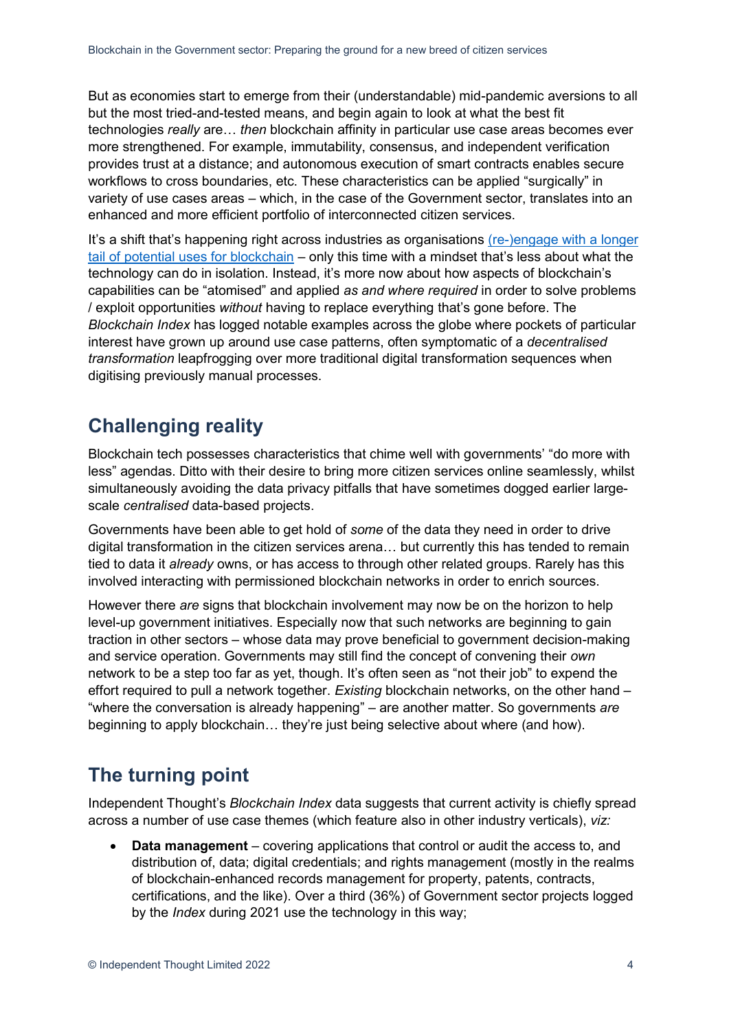But as economies start to emerge from their (understandable) mid-pandemic aversions to all but the most tried-and-tested means, and begin again to look at what the best fit technologies *really* are… *then* blockchain affinity in particular use case areas becomes ever more strengthened. For example, immutability, consensus, and independent verification provides trust at a distance; and autonomous execution of smart contracts enables secure workflows to cross boundaries, etc. These characteristics can be applied "surgically" in variety of use cases areas – which, in the case of the Government sector, translates into an enhanced and more efficient portfolio of interconnected citizen services.

It's a shift that's happening right across industries as organisations [(re-)engage with a longer tail of potential uses for blockchain]() – only this time with a mindset that's less about what the technology can do in isolation. Instead, it's more now about how aspects of blockchain's capabilities can be "atomised" and applied *as and where required* in order to solve problems / exploit opportunities *without* having to replace everything that's gone before. The *Blockchain Index* has logged notable examples across the globe where pockets of particular interest have grown up around use case patterns, often symptomatic of a *decentralised transformation* leapfrogging over more traditional digital transformation sequences when digitising previously manual processes.

## Challenging reality

Blockchain tech possesses characteristics that chime well with governments' "do more with less" agendas. Ditto with their desire to bring more citizen services online seamlessly, whilst simultaneously avoiding the data privacy pitfalls that have sometimes dogged earlier large-scale *centralised* data-based projects.

Governments have been able to get hold of *some* of the data they need in order to drive digital transformation in the citizen services arena… but currently this has tended to remain tied to data it *already* owns, or has access to through other related groups. Rarely has this involved interacting with permissioned blockchain networks in order to enrich sources.

However there *are* signs that blockchain involvement may now be on the horizon to help level-up government initiatives. Especially now that such networks are beginning to gain traction in other sectors – whose data may prove beneficial to government decision-making and service operation. Governments may still find the concept of convening their *own* network to be a step too far as yet, though. It's often seen as "not their job" to expend the effort required to pull a network together. *Existing* blockchain networks, on the other hand – "where the conversation is already happening" – are another matter. So governments *are* beginning to apply blockchain… they're just being selective about where (and how).

## The turning point

Independent Thought's *Blockchain Index* data suggests that current activity is chiefly spread across a number of use case themes (which feature also in other industry verticals), *viz:*

- **Data management** – covering applications that control or audit the access to, and distribution of, data; digital credentials; and rights management (mostly in the realms of blockchain-enhanced records management for property, patents, contracts, certifications, and the like). Over a third (36%) of Government sector projects logged by the *Index* during 2021 use the technology in this way;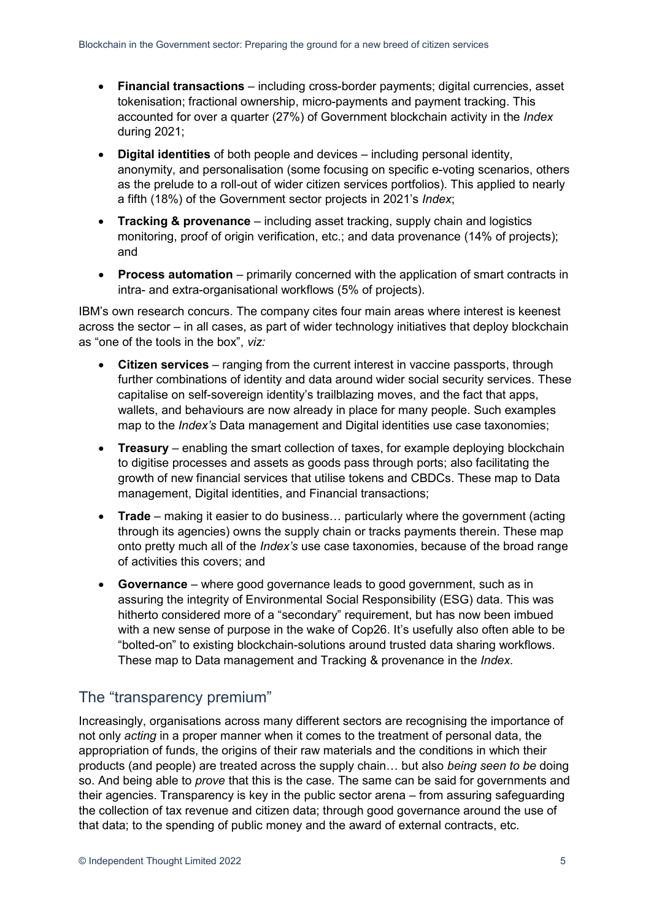- **Financial transactions** – including cross-border payments; digital currencies, asset tokenisation; fractional ownership, micro-payments and payment tracking. This accounted for over a quarter (27%) of Government blockchain activity in the *Index* during 2021;
- **Digital identities** of both people and devices – including personal identity, anonymity, and personalisation (some focusing on specific e-voting scenarios, others as the prelude to a roll-out of wider citizen services portfolios). This applied to nearly a fifth (18%) of the Government sector projects in 2021's *Index*;
- **Tracking & provenance** – including asset tracking, supply chain and logistics monitoring, proof of origin verification, etc.; and data provenance (14% of projects); and
- **Process automation** – primarily concerned with the application of smart contracts in intra- and extra-organisational workflows (5% of projects).

IBM's own research concurs. The company cites four main areas where interest is keenest across the sector – in all cases, as part of wider technology initiatives that deploy blockchain as "one of the tools in the box", *viz:*

- **Citizen services** – ranging from the current interest in vaccine passports, through further combinations of identity and data around wider social security services. These capitalise on self-sovereign identity's trailblazing moves, and the fact that apps, wallets, and behaviours are now already in place for many people. Such examples map to the *Index's* Data management and Digital identities use case taxonomies;
- **Treasury** – enabling the smart collection of taxes, for example deploying blockchain to digitise processes and assets as goods pass through ports; also facilitating the growth of new financial services that utilise tokens and CBDCs. These map to Data management, Digital identities, and Financial transactions;
- **Trade** – making it easier to do business… particularly where the government (acting through its agencies) owns the supply chain or tracks payments therein. These map onto pretty much all of the *Index's* use case taxonomies, because of the broad range of activities this covers; and
- **Governance** – where good governance leads to good government, such as in assuring the integrity of Environmental Social Responsibility (ESG) data. This was hitherto considered more of a "secondary" requirement, but has now been imbued with a new sense of purpose in the wake of Cop26. It's usefully also often able to be "bolted-on" to existing blockchain-solutions around trusted data sharing workflows. These map to Data management and Tracking & provenance in the *Index*.

## The "transparency premium"

Increasingly, organisations across many different sectors are recognising the importance of not only *acting* in a proper manner when it comes to the treatment of personal data, the appropriation of funds, the origins of their raw materials and the conditions in which their products (and people) are treated across the supply chain… but also *being seen to be* doing so. And being able to *prove* that this is the case. The same can be said for governments and their agencies. Transparency is key in the public sector arena – from assuring safeguarding the collection of tax revenue and citizen data; through good governance around the use of that data; to the spending of public money and the award of external contracts, etc.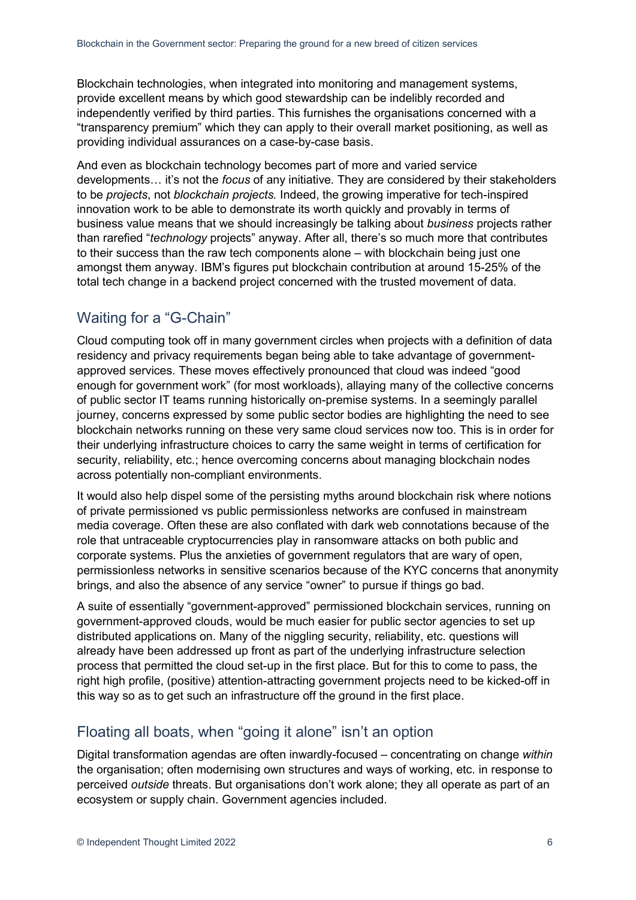Blockchain technologies, when integrated into monitoring and management systems, provide excellent means by which good stewardship can be indelibly recorded and independently verified by third parties. This furnishes the organisations concerned with a "transparency premium" which they can apply to their overall market positioning, as well as providing individual assurances on a case-by-case basis.

And even as blockchain technology becomes part of more and varied service developments… it's not the *focus* of any initiative. They are considered by their stakeholders to be *projects*, not *blockchain projects.* Indeed, the growing imperative for tech-inspired innovation work to be able to demonstrate its worth quickly and provably in terms of business value means that we should increasingly be talking about *business* projects rather than rarefied "*technology* projects" anyway. After all, there's so much more that contributes to their success than the raw tech components alone – with blockchain being just one amongst them anyway. IBM's figures put blockchain contribution at around 15-25% of the total tech change in a backend project concerned with the trusted movement of data.

## Waiting for a "G-Chain"

Cloud computing took off in many government circles when projects with a definition of data residency and privacy requirements began being able to take advantage of government-approved services. These moves effectively pronounced that cloud was indeed "good enough for government work" (for most workloads), allaying many of the collective concerns of public sector IT teams running historically on-premise systems. In a seemingly parallel journey, concerns expressed by some public sector bodies are highlighting the need to see blockchain networks running on these very same cloud services now too. This is in order for their underlying infrastructure choices to carry the same weight in terms of certification for security, reliability, etc.; hence overcoming concerns about managing blockchain nodes across potentially non-compliant environments.

It would also help dispel some of the persisting myths around blockchain risk where notions of private permissioned vs public permissionless networks are confused in mainstream media coverage. Often these are also conflated with dark web connotations because of the role that untraceable cryptocurrencies play in ransomware attacks on both public and corporate systems. Plus the anxieties of government regulators that are wary of open, permissionless networks in sensitive scenarios because of the KYC concerns that anonymity brings, and also the absence of any service "owner" to pursue if things go bad.

A suite of essentially "government-approved" permissioned blockchain services, running on government-approved clouds, would be much easier for public sector agencies to set up distributed applications on. Many of the niggling security, reliability, etc. questions will already have been addressed up front as part of the underlying infrastructure selection process that permitted the cloud set-up in the first place. But for this to come to pass, the right high profile, (positive) attention-attracting government projects need to be kicked-off in this way so as to get such an infrastructure off the ground in the first place.

## Floating all boats, when "going it alone" isn't an option

Digital transformation agendas are often inwardly-focused – concentrating on change *within* the organisation; often modernising own structures and ways of working, etc. in response to perceived *outside* threats. But organisations don't work alone; they all operate as part of an ecosystem or supply chain. Government agencies included.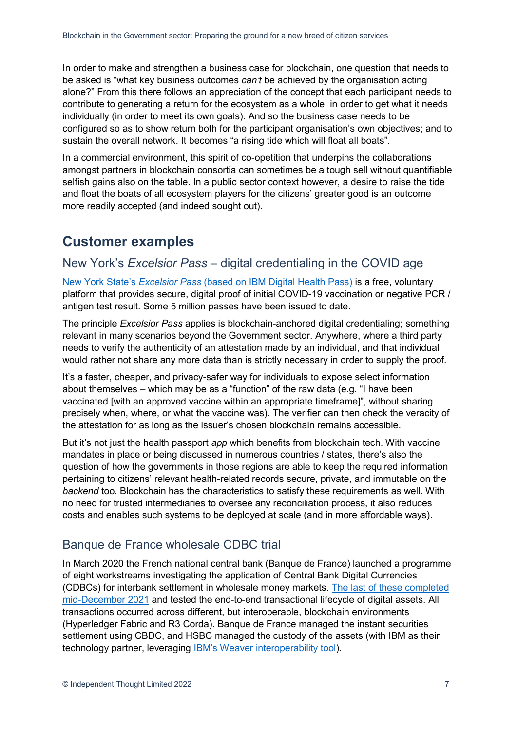In order to make and strengthen a business case for blockchain, one question that needs to be asked is "what key business outcomes *can't* be achieved by the organisation acting alone?" From this there follows an appreciation of the concept that each participant needs to contribute to generating a return for the ecosystem as a whole, in order to get what it needs individually (in order to meet its own goals). And so the business case needs to be configured so as to show return both for the participant organisation's own objectives; and to sustain the overall network. It becomes "a rising tide which will float all boats".

In a commercial environment, this spirit of co-opetition that underpins the collaborations amongst partners in blockchain consortia can sometimes be a tough sell without quantifiable selfish gains also on the table. In a public sector context however, a desire to raise the tide and float the boats of all ecosystem players for the citizens' greater good is an outcome more readily accepted (and indeed sought out).

## Customer examples

### New York's *Excelsior Pass* – digital credentialing in the COVID age

New York State's *Excelsior Pass* (based on IBM Digital Health Pass) is a free, voluntary platform that provides secure, digital proof of initial COVID-19 vaccination or negative PCR / antigen test result. Some 5 million passes have been issued to date.

The principle *Excelsior Pass* applies is blockchain-anchored digital credentialing; something relevant in many scenarios beyond the Government sector. Anywhere, where a third party needs to verify the authenticity of an attestation made by an individual, and that individual would rather not share any more data than is strictly necessary in order to supply the proof.

It's a faster, cheaper, and privacy-safer way for individuals to expose select information about themselves – which may be as a "function" of the raw data (e.g. "I have been vaccinated [with an approved vaccine within an appropriate timeframe]", without sharing precisely when, where, or what the vaccine was). The verifier can then check the veracity of the attestation for as long as the issuer's chosen blockchain remains accessible.

But it's not just the health passport *app* which benefits from blockchain tech. With vaccine mandates in place or being discussed in numerous countries / states, there's also the question of how the governments in those regions are able to keep the required information pertaining to citizens' relevant health-related records secure, private, and immutable on the *backend* too. Blockchain has the characteristics to satisfy these requirements as well. With no need for trusted intermediaries to oversee any reconciliation process, it also reduces costs and enables such systems to be deployed at scale (and in more affordable ways).

### Banque de France wholesale CDBC trial

In March 2020 the French national central bank (Banque de France) launched a programme of eight workstreams investigating the application of Central Bank Digital Currencies (CDBCs) for interbank settlement in wholesale money markets. The last of these completed mid-December 2021 and tested the end-to-end transactional lifecycle of digital assets. All transactions occurred across different, but interoperable, blockchain environments (Hyperledger Fabric and R3 Corda). Banque de France managed the instant securities settlement using CBDC, and HSBC managed the custody of the assets (with IBM as their technology partner, leveraging IBM's Weaver interoperability tool).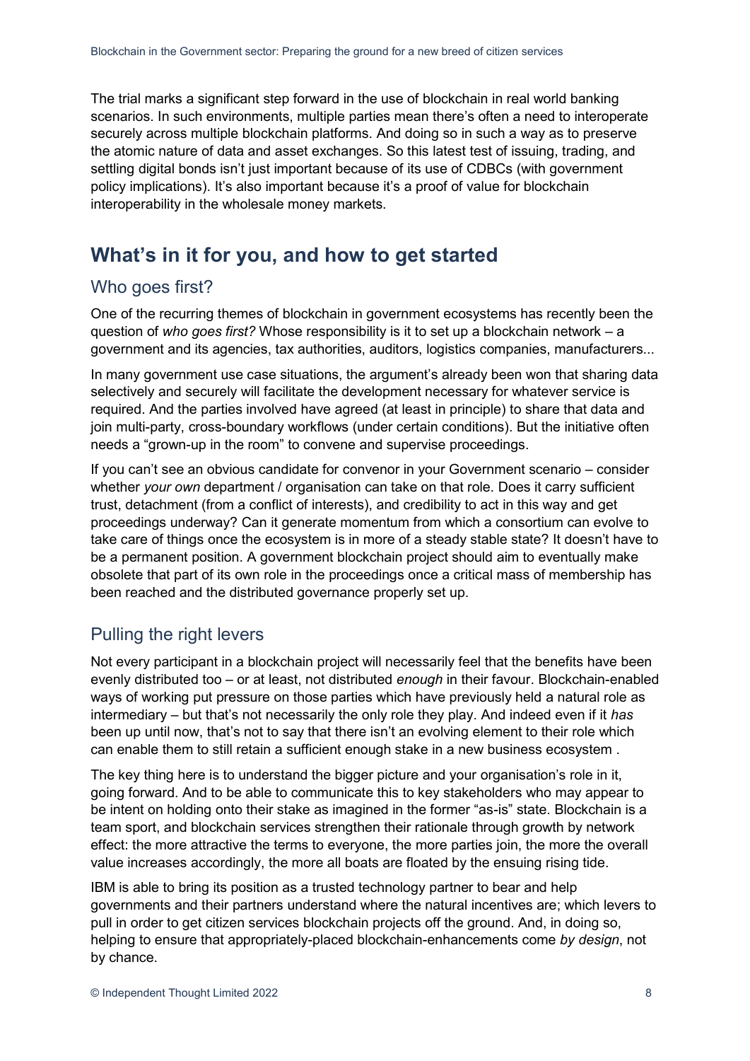The trial marks a significant step forward in the use of blockchain in real world banking scenarios. In such environments, multiple parties mean there's often a need to interoperate securely across multiple blockchain platforms. And doing so in such a way as to preserve the atomic nature of data and asset exchanges. So this latest test of issuing, trading, and settling digital bonds isn't just important because of its use of CDBCs (with government policy implications). It's also important because it's a proof of value for blockchain interoperability in the wholesale money markets.

## What's in it for you, and how to get started

### Who goes first?

One of the recurring themes of blockchain in government ecosystems has recently been the question of *who goes first?* Whose responsibility is it to set up a blockchain network – a government and its agencies, tax authorities, auditors, logistics companies, manufacturers...

In many government use case situations, the argument's already been won that sharing data selectively and securely will facilitate the development necessary for whatever service is required. And the parties involved have agreed (at least in principle) to share that data and join multi-party, cross-boundary workflows (under certain conditions). But the initiative often needs a "grown-up in the room" to convene and supervise proceedings.

If you can't see an obvious candidate for convenor in your Government scenario – consider whether *your own* department / organisation can take on that role. Does it carry sufficient trust, detachment (from a conflict of interests), and credibility to act in this way and get proceedings underway? Can it generate momentum from which a consortium can evolve to take care of things once the ecosystem is in more of a steady stable state? It doesn't have to be a permanent position. A government blockchain project should aim to eventually make obsolete that part of its own role in the proceedings once a critical mass of membership has been reached and the distributed governance properly set up.

### Pulling the right levers

Not every participant in a blockchain project will necessarily feel that the benefits have been evenly distributed too – or at least, not distributed *enough* in their favour. Blockchain-enabled ways of working put pressure on those parties which have previously held a natural role as intermediary – but that's not necessarily the only role they play. And indeed even if it *has* been up until now, that's not to say that there isn't an evolving element to their role which can enable them to still retain a sufficient enough stake in a new business ecosystem .

The key thing here is to understand the bigger picture and your organisation's role in it, going forward. And to be able to communicate this to key stakeholders who may appear to be intent on holding onto their stake as imagined in the former "as-is" state. Blockchain is a team sport, and blockchain services strengthen their rationale through growth by network effect: the more attractive the terms to everyone, the more parties join, the more the overall value increases accordingly, the more all boats are floated by the ensuing rising tide.

IBM is able to bring its position as a trusted technology partner to bear and help governments and their partners understand where the natural incentives are; which levers to pull in order to get citizen services blockchain projects off the ground. And, in doing so, helping to ensure that appropriately-placed blockchain-enhancements come *by design*, not by chance.

© Independent Thought Limited 2022